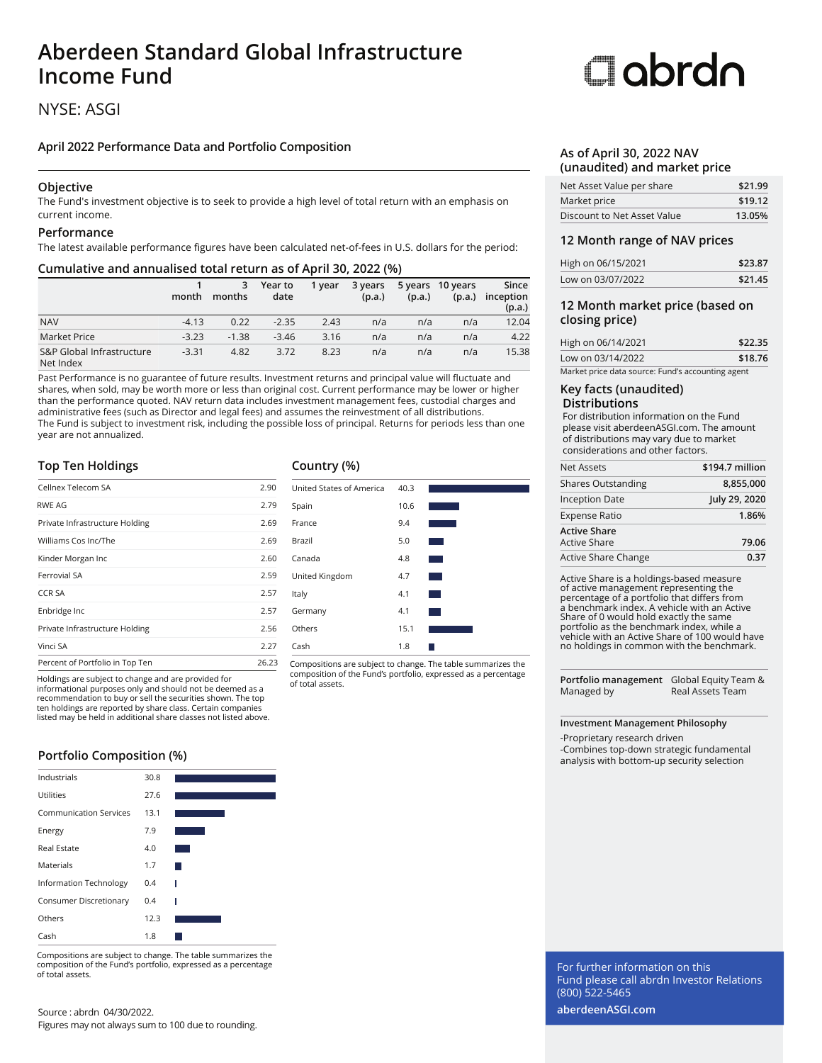# Aberdeen Standard Global Infrastructure Income Fund

NYSE: ASGI

## April 2022 Performance Data and Portfolio Composition

### Objective

The Fund's investment objective is to seek to provide a high level of total return with an emphasis on current income.

### Performance

The latest available performance figures have been calculated net-of-fees in U.S. dollars for the period:

### Cumulative and annualised total return as of April 30, 2022 (%)

| | 1 month | 3 months | Year to date | 1 year | 3 years (p.a.) | 5 years (p.a.) | 10 years (p.a.) | Since inception (p.a.) |
|---|---|---|---|---|---|---|---|---|
| NAV | -4.13 | 0.22 | -2.35 | 2.43 | n/a | n/a | n/a | 12.04 |
| Market Price | -3.23 | -1.38 | -3.46 | 3.16 | n/a | n/a | n/a | 4.22 |
| S&P Global Infrastructure Net Index | -3.31 | 4.82 | 3.72 | 8.23 | n/a | n/a | n/a | 15.38 |

Past Performance is no guarantee of future results. Investment returns and principal value will fluctuate and shares, when sold, may be worth more or less than original cost. Current performance may be lower or higher than the performance quoted. NAV return data includes investment management fees, custodial charges and administrative fees (such as Director and legal fees) and assumes the reinvestment of all distributions.
The Fund is subject to investment risk, including the possible loss of principal. Returns for periods less than one year are not annualized.

### Top Ten Holdings

| | |
|---|---|
| Cellnex Telecom SA | 2.90 |
| RWE AG | 2.79 |
| Private Infrastructure Holding | 2.69 |
| Williams Cos Inc/The | 2.69 |
| Kinder Morgan Inc | 2.60 |
| Ferrovial SA | 2.59 |
| CCR SA | 2.57 |
| Enbridge Inc | 2.57 |
| Private Infrastructure Holding | 2.56 |
| Vinci SA | 2.27 |
| Percent of Portfolio in Top Ten | 26.23 |

Holdings are subject to change and are provided for informational purposes only and should not be deemed as a recommendation to buy or sell the securities shown. The top ten holdings are reported by share class. Certain companies listed may be held in additional share classes not listed above.

### Country (%)

| | |
|---|---|
| United States of America | 40.3 |
| Spain | 10.6 |
| France | 9.4 |
| Brazil | 5.0 |
| Canada | 4.8 |
| United Kingdom | 4.7 |
| Italy | 4.1 |
| Germany | 4.1 |
| Others | 15.1 |
| Cash | 1.8 |

Compositions are subject to change. The table summarizes the composition of the Fund's portfolio, expressed as a percentage of total assets.

### Portfolio Composition (%)

| | |
|---|---|
| Industrials | 30.8 |
| Utilities | 27.6 |
| Communication Services | 13.1 |
| Energy | 7.9 |
| Real Estate | 4.0 |
| Materials | 1.7 |
| Information Technology | 0.4 |
| Consumer Discretionary | 0.4 |
| Others | 12.3 |
| Cash | 1.8 |

Compositions are subject to change. The table summarizes the composition of the Fund's portfolio, expressed as a percentage of total assets.

Source : abrdn 04/30/2022.
Figures may not always sum to 100 due to rounding.

### As of April 30, 2022 NAV (unaudited) and market price

| | |
|---|---|
| Net Asset Value per share | $21.99 |
| Market price | $19.12 |
| Discount to Net Asset Value | 13.05% |

### 12 Month range of NAV prices

| | |
|---|---|
| High on 06/15/2021 | $23.87 |
| Low on 03/07/2022 | $21.45 |

### 12 Month market price (based on closing price)

| | |
|---|---|
| High on 06/14/2021 | $22.35 |
| Low on 03/14/2022 | $18.76 |

Market price data source: Fund's accounting agent

### Key facts (unaudited)

**Distributions**

For distribution information on the Fund please visit aberdeenASGI.com. The amount of distributions may vary due to market considerations and other factors.

| | |
|---|---|
| Net Assets | $194.7 million |
| Shares Outstanding | 8,855,000 |
| Inception Date | July 29, 2020 |
| Expense Ratio | 1.86% |
| **Active Share** | |
| Active Share | 79.06 |
| Active Share Change | 0.37 |

Active Share is a holdings-based measure of active management representing the percentage of a portfolio that differs from a benchmark index. A vehicle with an Active Share of 0 would hold exactly the same portfolio as the benchmark index, while a vehicle with an Active Share of 100 would have no holdings in common with the benchmark.

| | |
|---|---|
| **Portfolio management** Managed by | Global Equity Team & Real Assets Team |

**Investment Management Philosophy**

-Proprietary research driven
-Combines top-down strategic fundamental analysis with bottom-up security selection

For further information on this Fund please call abrdn Investor Relations (800) 522-5465

**aberdeenASGI.com**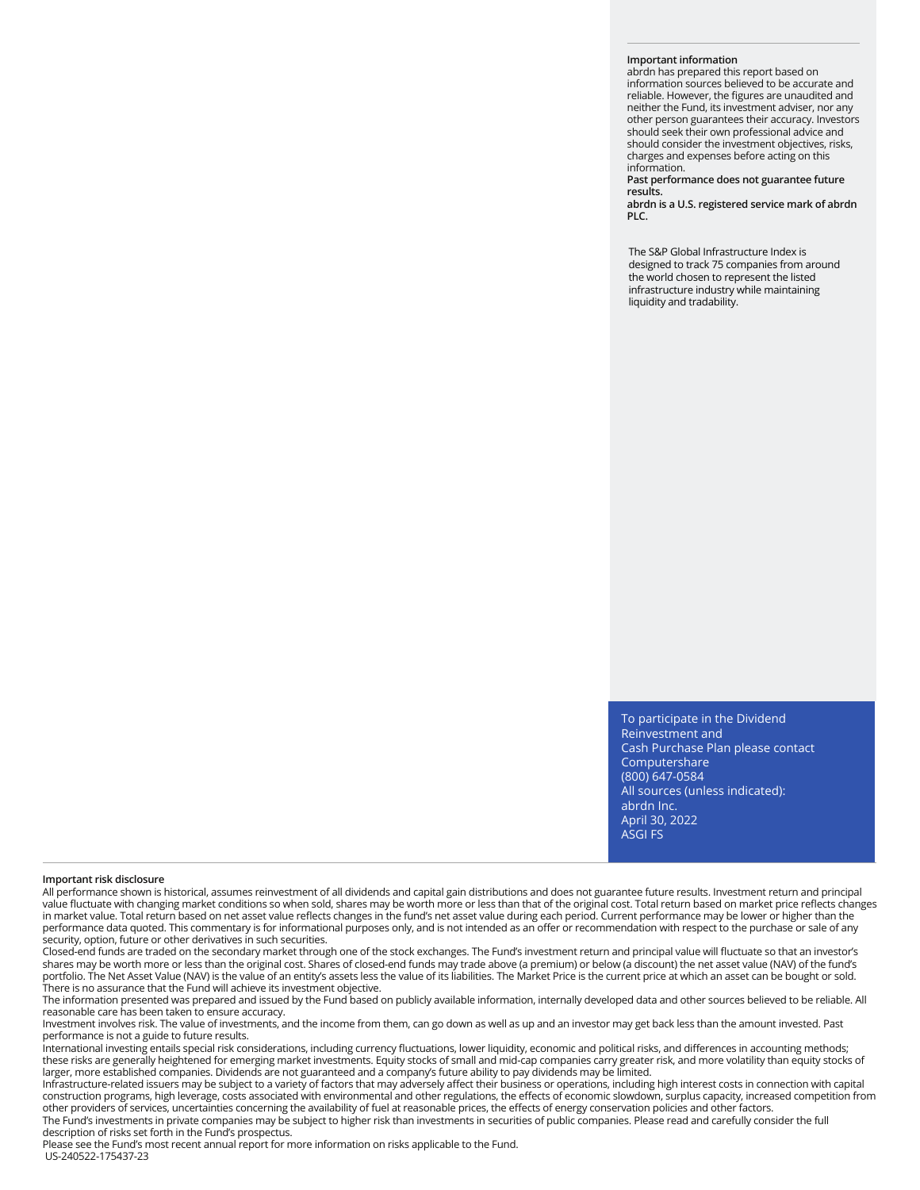**Important information**

abrdn has prepared this report based on information sources believed to be accurate and reliable. However, the figures are unaudited and neither the Fund, its investment adviser, nor any other person guarantees their accuracy. Investors should seek their own professional advice and should consider the investment objectives, risks, charges and expenses before acting on this information.

**Past performance does not guarantee future results.**

**abrdn is a U.S. registered service mark of abrdn PLC.**

The S&P Global Infrastructure Index is designed to track 75 companies from around the world chosen to represent the listed infrastructure industry while maintaining liquidity and tradability.

To participate in the Dividend Reinvestment and Cash Purchase Plan please contact Computershare (800) 647-0584

All sources (unless indicated): abrdn Inc.
April 30, 2022
ASGI FS

**Important risk disclosure**

All performance shown is historical, assumes reinvestment of all dividends and capital gain distributions and does not guarantee future results. Investment return and principal value fluctuate with changing market conditions so when sold, shares may be worth more or less than that of the original cost. Total return based on market price reflects changes in market value. Total return based on net asset value reflects changes in the fund's net asset value during each period. Current performance may be lower or higher than the performance data quoted. This commentary is for informational purposes only, and is not intended as an offer or recommendation with respect to the purchase or sale of any security, option, future or other derivatives in such securities.

Closed-end funds are traded on the secondary market through one of the stock exchanges. The Fund's investment return and principal value will fluctuate so that an investor's shares may be worth more or less than the original cost. Shares of closed-end funds may trade above (a premium) or below (a discount) the net asset value (NAV) of the fund's portfolio. The Net Asset Value (NAV) is the value of an entity's assets less the value of its liabilities. The Market Price is the current price at which an asset can be bought or sold. There is no assurance that the Fund will achieve its investment objective.

The information presented was prepared and issued by the Fund based on publicly available information, internally developed data and other sources believed to be reliable. All reasonable care has been taken to ensure accuracy.

Investment involves risk. The value of investments, and the income from them, can go down as well as up and an investor may get back less than the amount invested. Past performance is not a guide to future results.

International investing entails special risk considerations, including currency fluctuations, lower liquidity, economic and political risks, and differences in accounting methods; these risks are generally heightened for emerging market investments. Equity stocks of small and mid-cap companies carry greater risk, and more volatility than equity stocks of larger, more established companies. Dividends are not guaranteed and a company's future ability to pay dividends may be limited.

Infrastructure-related issuers may be subject to a variety of factors that may adversely affect their business or operations, including high interest costs in connection with capital construction programs, high leverage, costs associated with environmental and other regulations, the effects of economic slowdown, surplus capacity, increased competition from other providers of services, uncertainties concerning the availability of fuel at reasonable prices, the effects of energy conservation policies and other factors.

The Fund's investments in private companies may be subject to higher risk than investments in securities of public companies. Please read and carefully consider the full description of risks set forth in the Fund's prospectus.

Please see the Fund's most recent annual report for more information on risks applicable to the Fund.

US-240522-175437-23